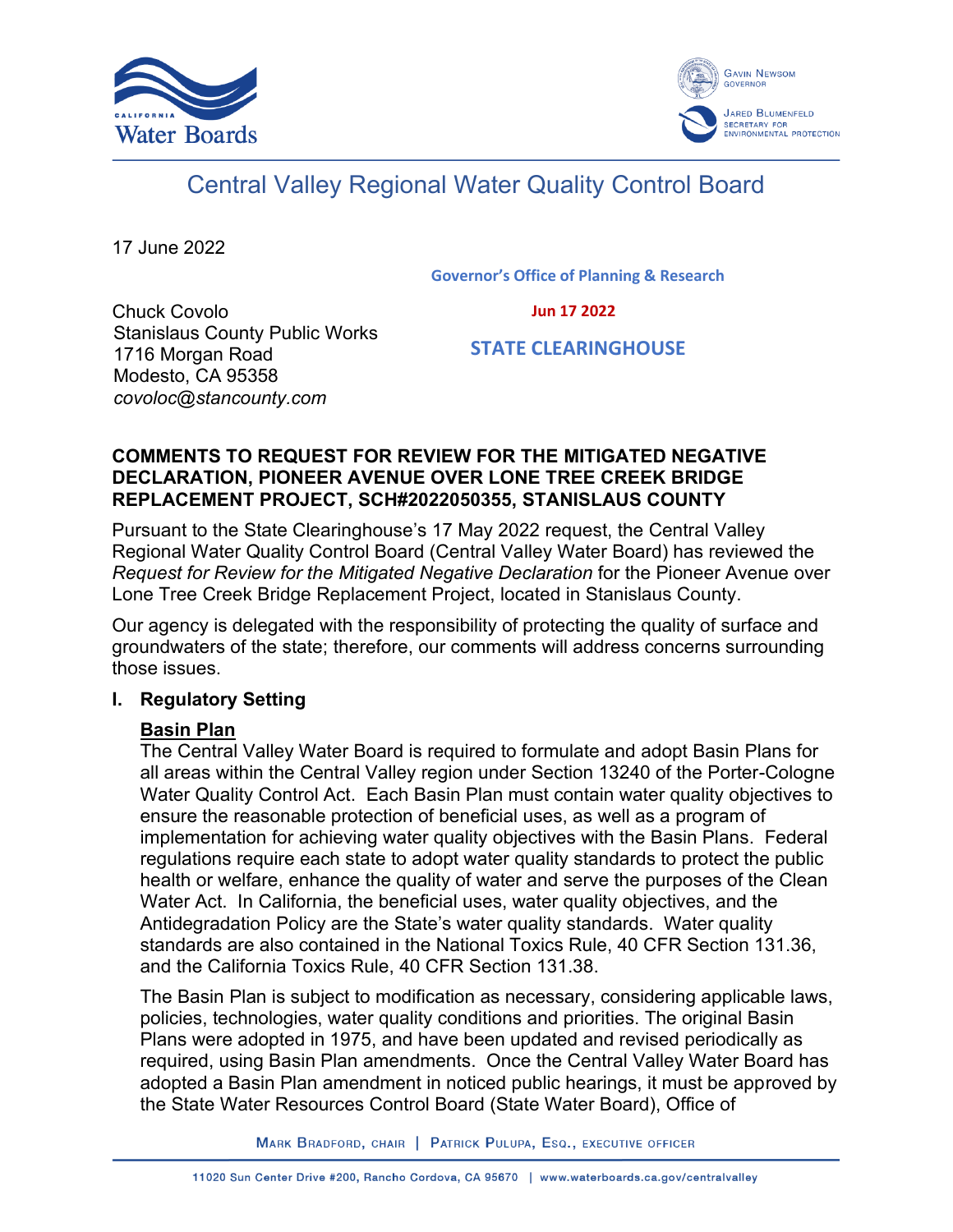California Water Boards

Gavin Newsom, Governor

Jared Blumenfeld, Secretary for Environmental Protection

# Central Valley Regional Water Quality Control Board

17 June 2022

Governor's Office of Planning & Research

Jun 17 2022

STATE CLEARINGHOUSE

Chuck Covolo
Stanislaus County Public Works
1716 Morgan Road
Modesto, CA 95358
*covoloc@stancounty.com*

**COMMENTS TO REQUEST FOR REVIEW FOR THE MITIGATED NEGATIVE DECLARATION, PIONEER AVENUE OVER LONE TREE CREEK BRIDGE REPLACEMENT PROJECT, SCH#2022050355, STANISLAUS COUNTY**

Pursuant to the State Clearinghouse's 17 May 2022 request, the Central Valley Regional Water Quality Control Board (Central Valley Water Board) has reviewed the *Request for Review for the Mitigated Negative Declaration* for the Pioneer Avenue over Lone Tree Creek Bridge Replacement Project, located in Stanislaus County.

Our agency is delegated with the responsibility of protecting the quality of surface and groundwaters of the state; therefore, our comments will address concerns surrounding those issues.

## I. Regulatory Setting

### Basin Plan

The Central Valley Water Board is required to formulate and adopt Basin Plans for all areas within the Central Valley region under Section 13240 of the Porter-Cologne Water Quality Control Act. Each Basin Plan must contain water quality objectives to ensure the reasonable protection of beneficial uses, as well as a program of implementation for achieving water quality objectives with the Basin Plans. Federal regulations require each state to adopt water quality standards to protect the public health or welfare, enhance the quality of water and serve the purposes of the Clean Water Act. In California, the beneficial uses, water quality objectives, and the Antidegradation Policy are the State's water quality standards. Water quality standards are also contained in the National Toxics Rule, 40 CFR Section 131.36, and the California Toxics Rule, 40 CFR Section 131.38.

The Basin Plan is subject to modification as necessary, considering applicable laws, policies, technologies, water quality conditions and priorities. The original Basin Plans were adopted in 1975, and have been updated and revised periodically as required, using Basin Plan amendments. Once the Central Valley Water Board has adopted a Basin Plan amendment in noticed public hearings, it must be approved by the State Water Resources Control Board (State Water Board), Office of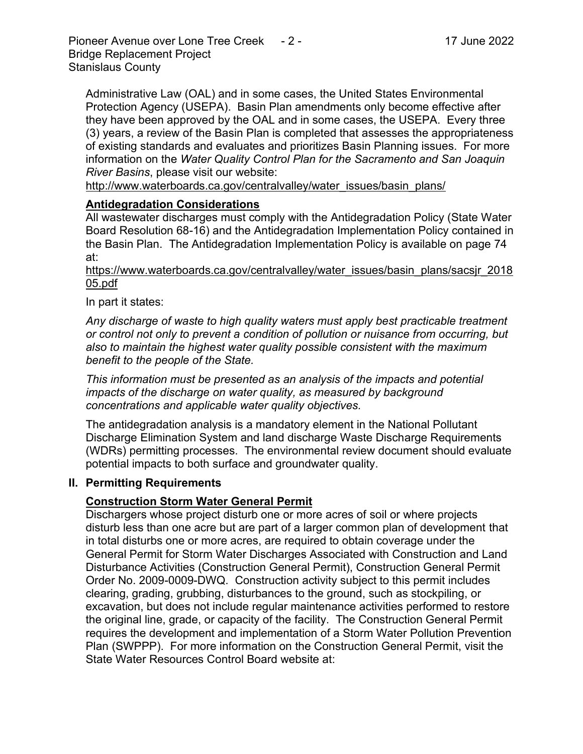Administrative Law (OAL) and in some cases, the United States Environmental Protection Agency (USEPA). Basin Plan amendments only become effective after they have been approved by the OAL and in some cases, the USEPA. Every three (3) years, a review of the Basin Plan is completed that assesses the appropriateness of existing standards and evaluates and prioritizes Basin Planning issues. For more information on the *Water Quality Control Plan for the Sacramento and San Joaquin River Basins*, please visit our website:
http://www.waterboards.ca.gov/centralvalley/water_issues/basin_plans/

**Antidegradation Considerations**

All wastewater discharges must comply with the Antidegradation Policy (State Water Board Resolution 68-16) and the Antidegradation Implementation Policy contained in the Basin Plan. The Antidegradation Implementation Policy is available on page 74 at:
https://www.waterboards.ca.gov/centralvalley/water_issues/basin_plans/sacsjr_201805.pdf

In part it states:

*Any discharge of waste to high quality waters must apply best practicable treatment or control not only to prevent a condition of pollution or nuisance from occurring, but also to maintain the highest water quality possible consistent with the maximum benefit to the people of the State.*

*This information must be presented as an analysis of the impacts and potential impacts of the discharge on water quality, as measured by background concentrations and applicable water quality objectives.*

The antidegradation analysis is a mandatory element in the National Pollutant Discharge Elimination System and land discharge Waste Discharge Requirements (WDRs) permitting processes. The environmental review document should evaluate potential impacts to both surface and groundwater quality.

## II. Permitting Requirements

**Construction Storm Water General Permit**

Dischargers whose project disturb one or more acres of soil or where projects disturb less than one acre but are part of a larger common plan of development that in total disturbs one or more acres, are required to obtain coverage under the General Permit for Storm Water Discharges Associated with Construction and Land Disturbance Activities (Construction General Permit), Construction General Permit Order No. 2009-0009-DWQ. Construction activity subject to this permit includes clearing, grading, grubbing, disturbances to the ground, such as stockpiling, or excavation, but does not include regular maintenance activities performed to restore the original line, grade, or capacity of the facility. The Construction General Permit requires the development and implementation of a Storm Water Pollution Prevention Plan (SWPPP). For more information on the Construction General Permit, visit the State Water Resources Control Board website at: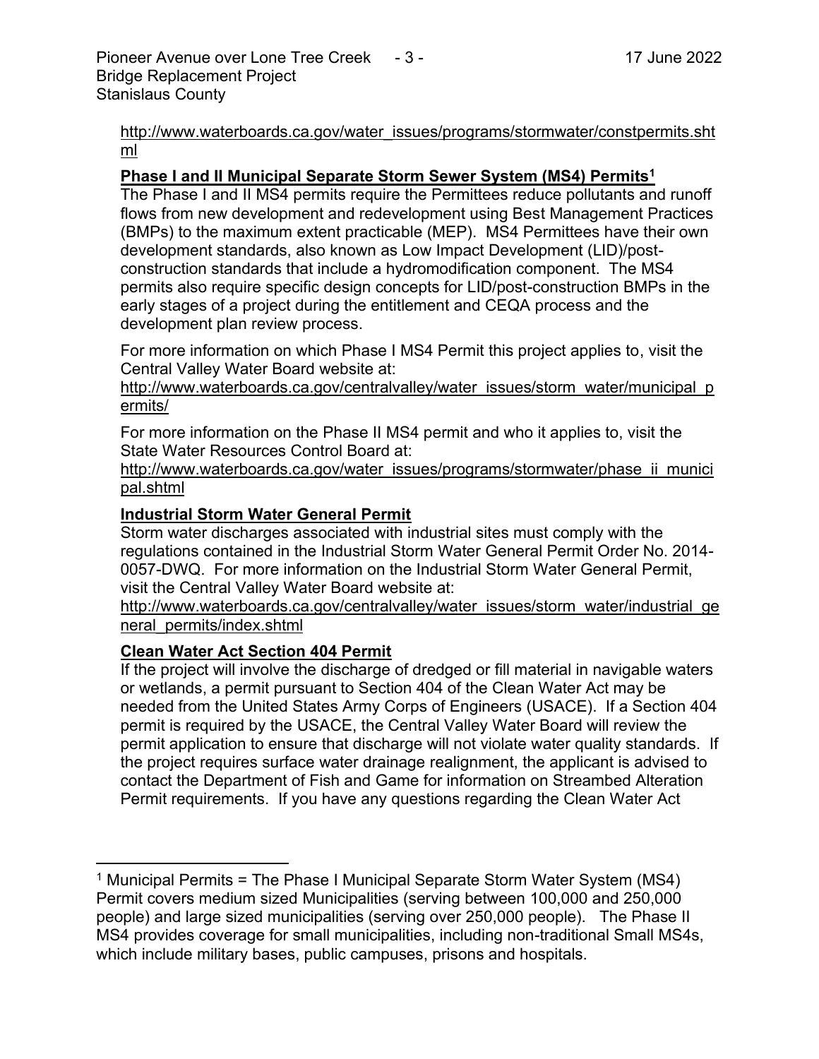http://www.waterboards.ca.gov/water_issues/programs/stormwater/constpermits.shtml

**Phase I and II Municipal Separate Storm Sewer System (MS4) Permits**[1]

The Phase I and II MS4 permits require the Permittees reduce pollutants and runoff flows from new development and redevelopment using Best Management Practices (BMPs) to the maximum extent practicable (MEP). MS4 Permittees have their own development standards, also known as Low Impact Development (LID)/post-construction standards that include a hydromodification component. The MS4 permits also require specific design concepts for LID/post-construction BMPs in the early stages of a project during the entitlement and CEQA process and the development plan review process.

For more information on which Phase I MS4 Permit this project applies to, visit the Central Valley Water Board website at:
http://www.waterboards.ca.gov/centralvalley/water_issues/storm_water/municipal_permits/

For more information on the Phase II MS4 permit and who it applies to, visit the State Water Resources Control Board at:
http://www.waterboards.ca.gov/water_issues/programs/stormwater/phase_ii_municipal.shtml

**Industrial Storm Water General Permit**

Storm water discharges associated with industrial sites must comply with the regulations contained in the Industrial Storm Water General Permit Order No. 2014-0057-DWQ. For more information on the Industrial Storm Water General Permit, visit the Central Valley Water Board website at:
http://www.waterboards.ca.gov/centralvalley/water_issues/storm_water/industrial_general_permits/index.shtml

**Clean Water Act Section 404 Permit**

If the project will involve the discharge of dredged or fill material in navigable waters or wetlands, a permit pursuant to Section 404 of the Clean Water Act may be needed from the United States Army Corps of Engineers (USACE). If a Section 404 permit is required by the USACE, the Central Valley Water Board will review the permit application to ensure that discharge will not violate water quality standards. If the project requires surface water drainage realignment, the applicant is advised to contact the Department of Fish and Game for information on Streambed Alteration Permit requirements. If you have any questions regarding the Clean Water Act

---

[1] Municipal Permits = The Phase I Municipal Separate Storm Water System (MS4) Permit covers medium sized Municipalities (serving between 100,000 and 250,000 people) and large sized municipalities (serving over 250,000 people). The Phase II MS4 provides coverage for small municipalities, including non-traditional Small MS4s, which include military bases, public campuses, prisons and hospitals.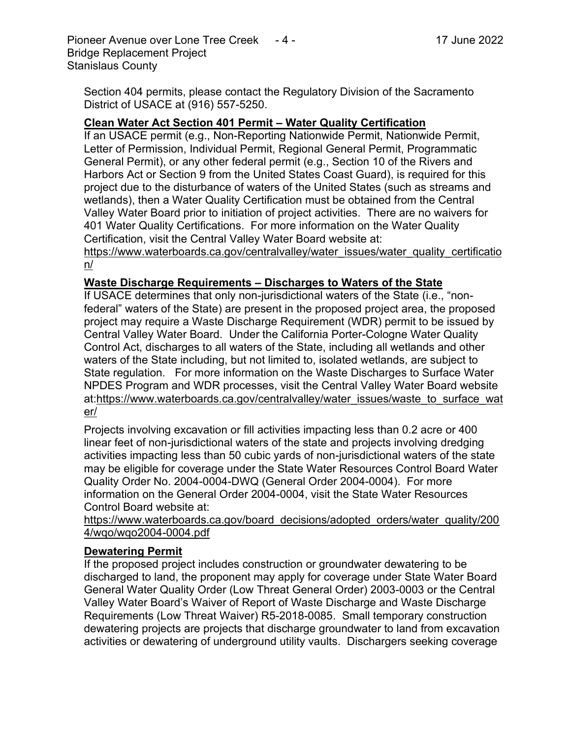Section 404 permits, please contact the Regulatory Division of the Sacramento District of USACE at (916) 557-5250.

**Clean Water Act Section 401 Permit – Water Quality Certification**

If an USACE permit (e.g., Non-Reporting Nationwide Permit, Nationwide Permit, Letter of Permission, Individual Permit, Regional General Permit, Programmatic General Permit), or any other federal permit (e.g., Section 10 of the Rivers and Harbors Act or Section 9 from the United States Coast Guard), is required for this project due to the disturbance of waters of the United States (such as streams and wetlands), then a Water Quality Certification must be obtained from the Central Valley Water Board prior to initiation of project activities. There are no waivers for 401 Water Quality Certifications. For more information on the Water Quality Certification, visit the Central Valley Water Board website at: https://www.waterboards.ca.gov/centralvalley/water_issues/water_quality_certification/

**Waste Discharge Requirements – Discharges to Waters of the State**

If USACE determines that only non-jurisdictional waters of the State (i.e., "non-federal" waters of the State) are present in the proposed project area, the proposed project may require a Waste Discharge Requirement (WDR) permit to be issued by Central Valley Water Board. Under the California Porter-Cologne Water Quality Control Act, discharges to all waters of the State, including all wetlands and other waters of the State including, but not limited to, isolated wetlands, are subject to State regulation. For more information on the Waste Discharges to Surface Water NPDES Program and WDR processes, visit the Central Valley Water Board website at:https://www.waterboards.ca.gov/centralvalley/water_issues/waste_to_surface_water/

Projects involving excavation or fill activities impacting less than 0.2 acre or 400 linear feet of non-jurisdictional waters of the state and projects involving dredging activities impacting less than 50 cubic yards of non-jurisdictional waters of the state may be eligible for coverage under the State Water Resources Control Board Water Quality Order No. 2004-0004-DWQ (General Order 2004-0004). For more information on the General Order 2004-0004, visit the State Water Resources Control Board website at: https://www.waterboards.ca.gov/board_decisions/adopted_orders/water_quality/2004/wqo/wqo2004-0004.pdf

**Dewatering Permit**

If the proposed project includes construction or groundwater dewatering to be discharged to land, the proponent may apply for coverage under State Water Board General Water Quality Order (Low Threat General Order) 2003-0003 or the Central Valley Water Board's Waiver of Report of Waste Discharge and Waste Discharge Requirements (Low Threat Waiver) R5-2018-0085. Small temporary construction dewatering projects are projects that discharge groundwater to land from excavation activities or dewatering of underground utility vaults. Dischargers seeking coverage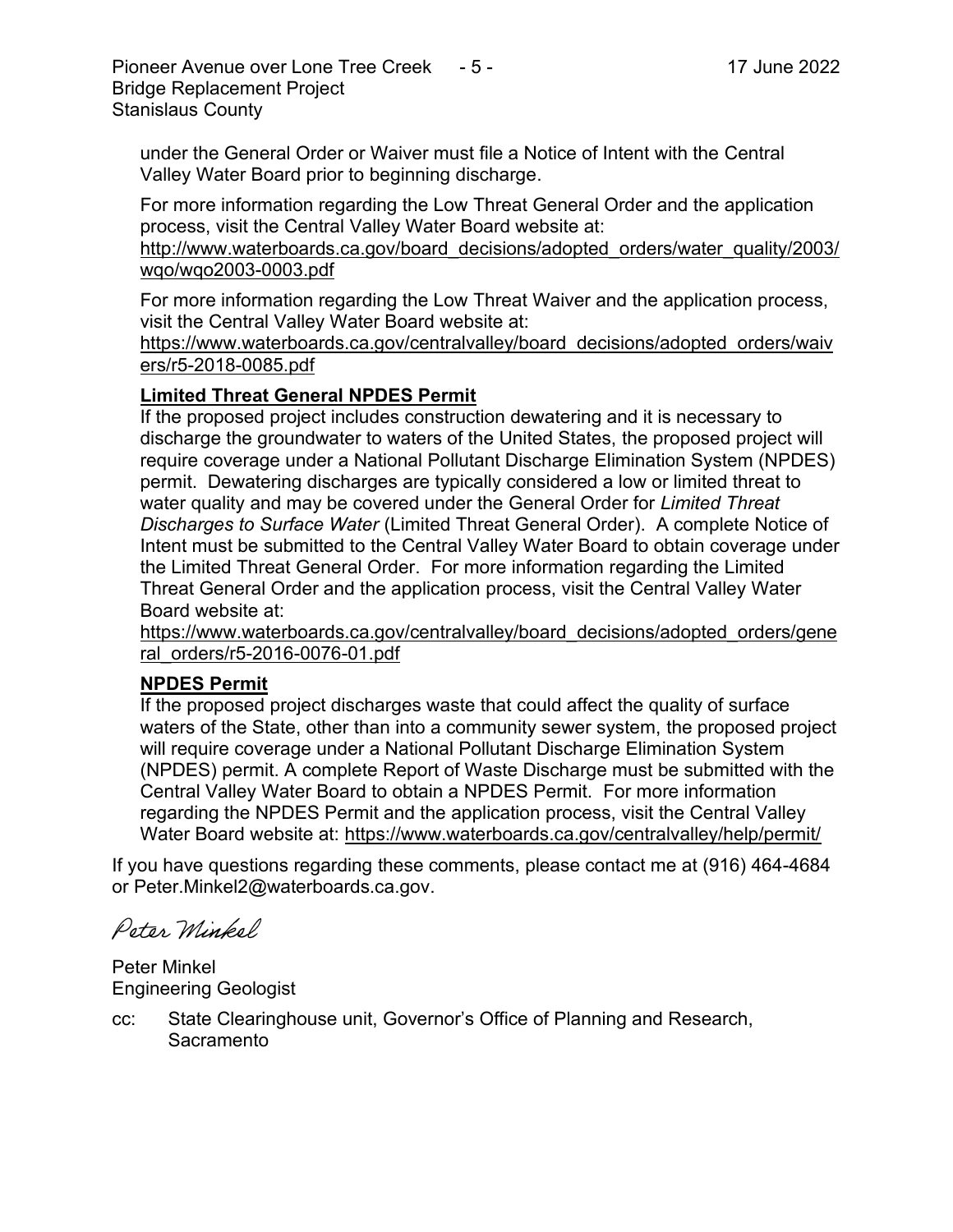under the General Order or Waiver must file a Notice of Intent with the Central Valley Water Board prior to beginning discharge.

For more information regarding the Low Threat General Order and the application process, visit the Central Valley Water Board website at: http://www.waterboards.ca.gov/board_decisions/adopted_orders/water_quality/2003/wqo/wqo2003-0003.pdf

For more information regarding the Low Threat Waiver and the application process, visit the Central Valley Water Board website at: https://www.waterboards.ca.gov/centralvalley/board_decisions/adopted_orders/waivers/r5-2018-0085.pdf

**Limited Threat General NPDES Permit**

If the proposed project includes construction dewatering and it is necessary to discharge the groundwater to waters of the United States, the proposed project will require coverage under a National Pollutant Discharge Elimination System (NPDES) permit. Dewatering discharges are typically considered a low or limited threat to water quality and may be covered under the General Order for *Limited Threat Discharges to Surface Water* (Limited Threat General Order). A complete Notice of Intent must be submitted to the Central Valley Water Board to obtain coverage under the Limited Threat General Order. For more information regarding the Limited Threat General Order and the application process, visit the Central Valley Water Board website at: https://www.waterboards.ca.gov/centralvalley/board_decisions/adopted_orders/general_orders/r5-2016-0076-01.pdf

**NPDES Permit**

If the proposed project discharges waste that could affect the quality of surface waters of the State, other than into a community sewer system, the proposed project will require coverage under a National Pollutant Discharge Elimination System (NPDES) permit. A complete Report of Waste Discharge must be submitted with the Central Valley Water Board to obtain a NPDES Permit. For more information regarding the NPDES Permit and the application process, visit the Central Valley Water Board website at: https://www.waterboards.ca.gov/centralvalley/help/permit/

If you have questions regarding these comments, please contact me at (916) 464-4684 or Peter.Minkel2@waterboards.ca.gov.

*Peter Minkel*

Peter Minkel
Engineering Geologist

cc: State Clearinghouse unit, Governor's Office of Planning and Research, Sacramento